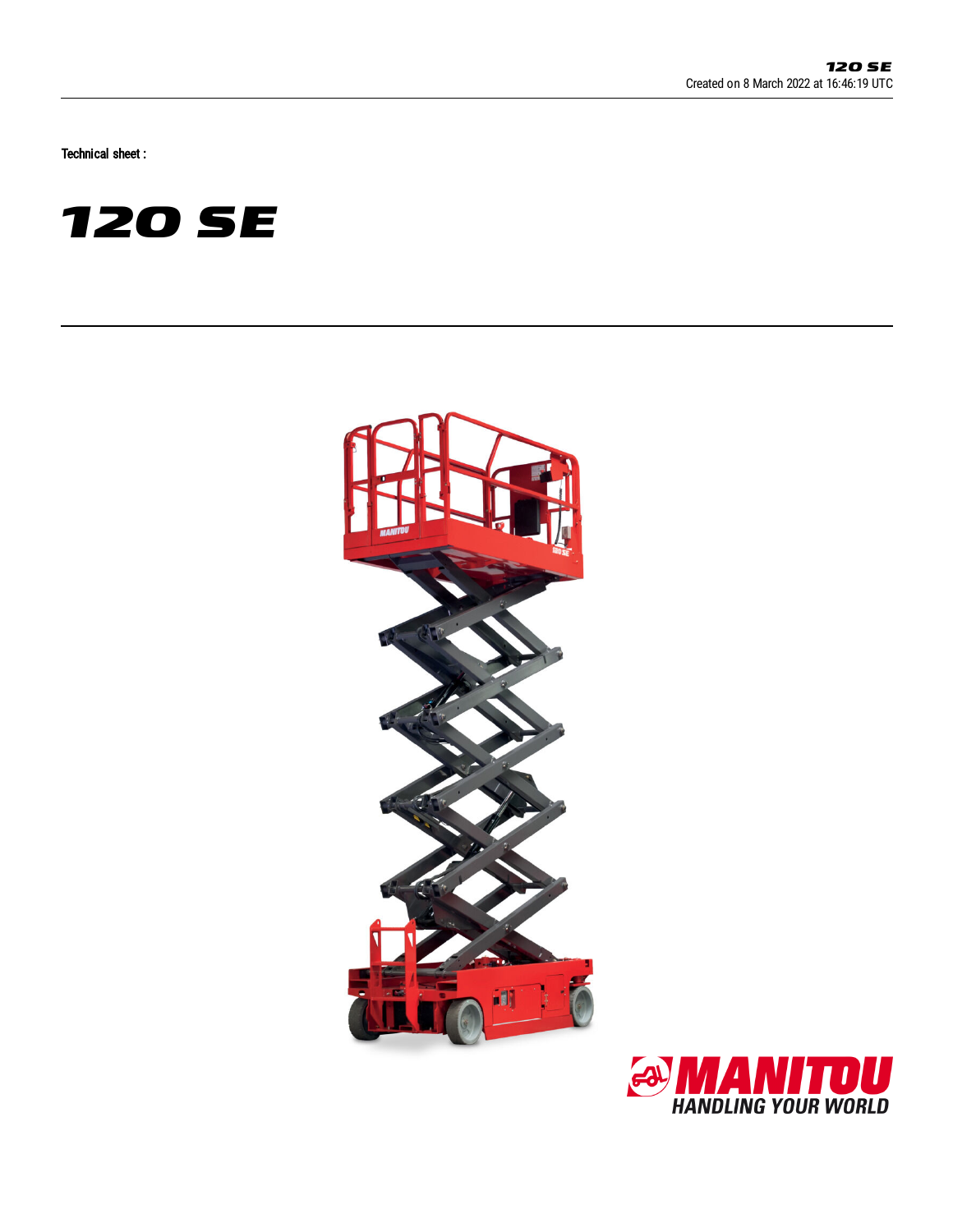Technical sheet :

# 120 SE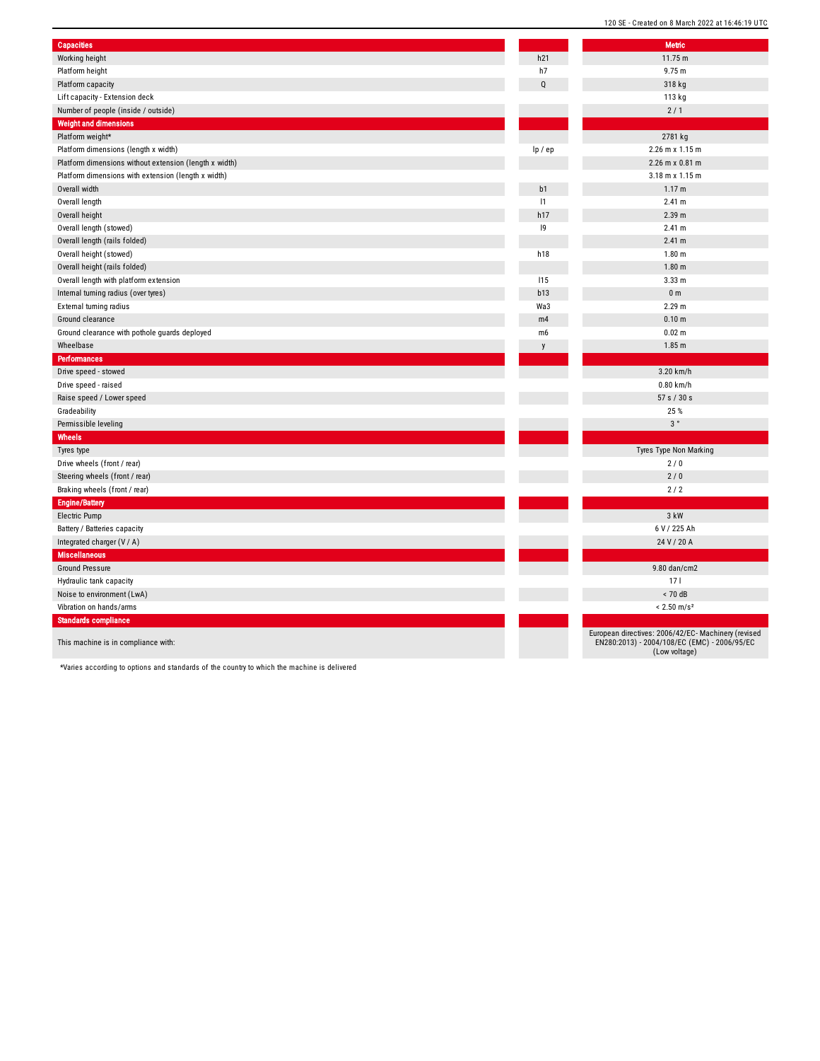| Capacities | | Metric |
| --- | --- | --- |
| Working height | h21 | 11.75 m |
| Platform height | h7 | 9.75 m |
| Platform capacity | Q | 318 kg |
| Lift capacity - Extension deck | | 113 kg |
| Number of people (inside / outside) | | 2 / 1 |
| **Weight and dimensions** | | |
| Platform weight* | | 2781 kg |
| Platform dimensions (length x width) | lp / ep | 2.26 m x 1.15 m |
| Platform dimensions without extension (length x width) | | 2.26 m x 0.81 m |
| Platform dimensions with extension (length x width) | | 3.18 m x 1.15 m |
| Overall width | b1 | 1.17 m |
| Overall length | l1 | 2.41 m |
| Overall height | h17 | 2.39 m |
| Overall length (stowed) | l9 | 2.41 m |
| Overall length (rails folded) | | 2.41 m |
| Overall height (stowed) | h18 | 1.80 m |
| Overall height (rails folded) | | 1.80 m |
| Overall length with platform extension | l15 | 3.33 m |
| Internal turning radius (over tyres) | b13 | 0 m |
| External turning radius | Wa3 | 2.29 m |
| Ground clearance | m4 | 0.10 m |
| Ground clearance with pothole guards deployed | m6 | 0.02 m |
| Wheelbase | y | 1.85 m |
| **Performances** | | |
| Drive speed - stowed | | 3.20 km/h |
| Drive speed - raised | | 0.80 km/h |
| Raise speed / Lower speed | | 57 s / 30 s |
| Gradeability | | 25 % |
| Permissible leveling | | 3 ° |
| **Wheels** | | |
| Tyres type | | Tyres Type Non Marking |
| Drive wheels (front / rear) | | 2 / 0 |
| Steering wheels (front / rear) | | 2 / 0 |
| Braking wheels (front / rear) | | 2 / 2 |
| **Engine/Battery** | | |
| Electric Pump | | 3 kW |
| Battery / Batteries capacity | | 6 V / 225 Ah |
| Integrated charger (V / A) | | 24 V / 20 A |
| **Miscellaneous** | | |
| Ground Pressure | | 9.80 dan/cm2 |
| Hydraulic tank capacity | | 17 l |
| Noise to environment (LwA) | | < 70 dB |
| Vibration on hands/arms | | < 2.50 m/s² |
| **Standards compliance** | | |
| This machine is in compliance with: | | European directives: 2006/42/EC- Machinery (revised EN280:2013) - 2004/108/EC (EMC) - 2006/95/EC (Low voltage) |

*Varies according to options and standards of the country to which the machine is delivered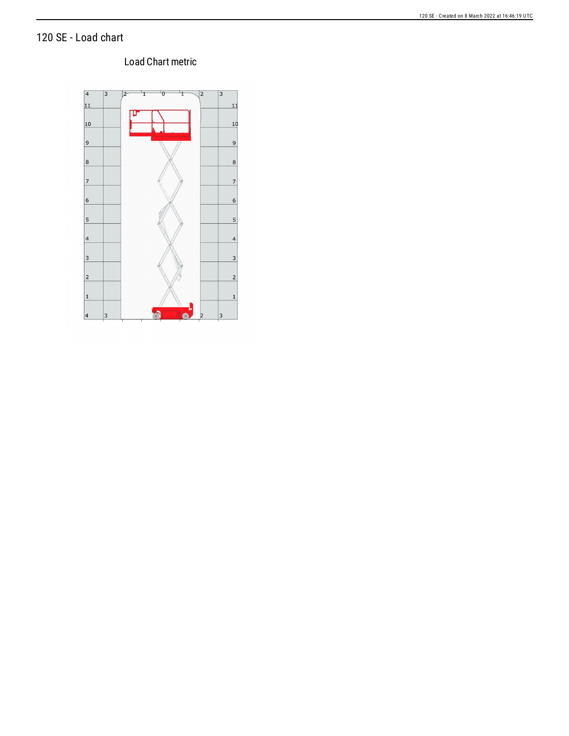# 120 SE - Load chart

Load Chart metric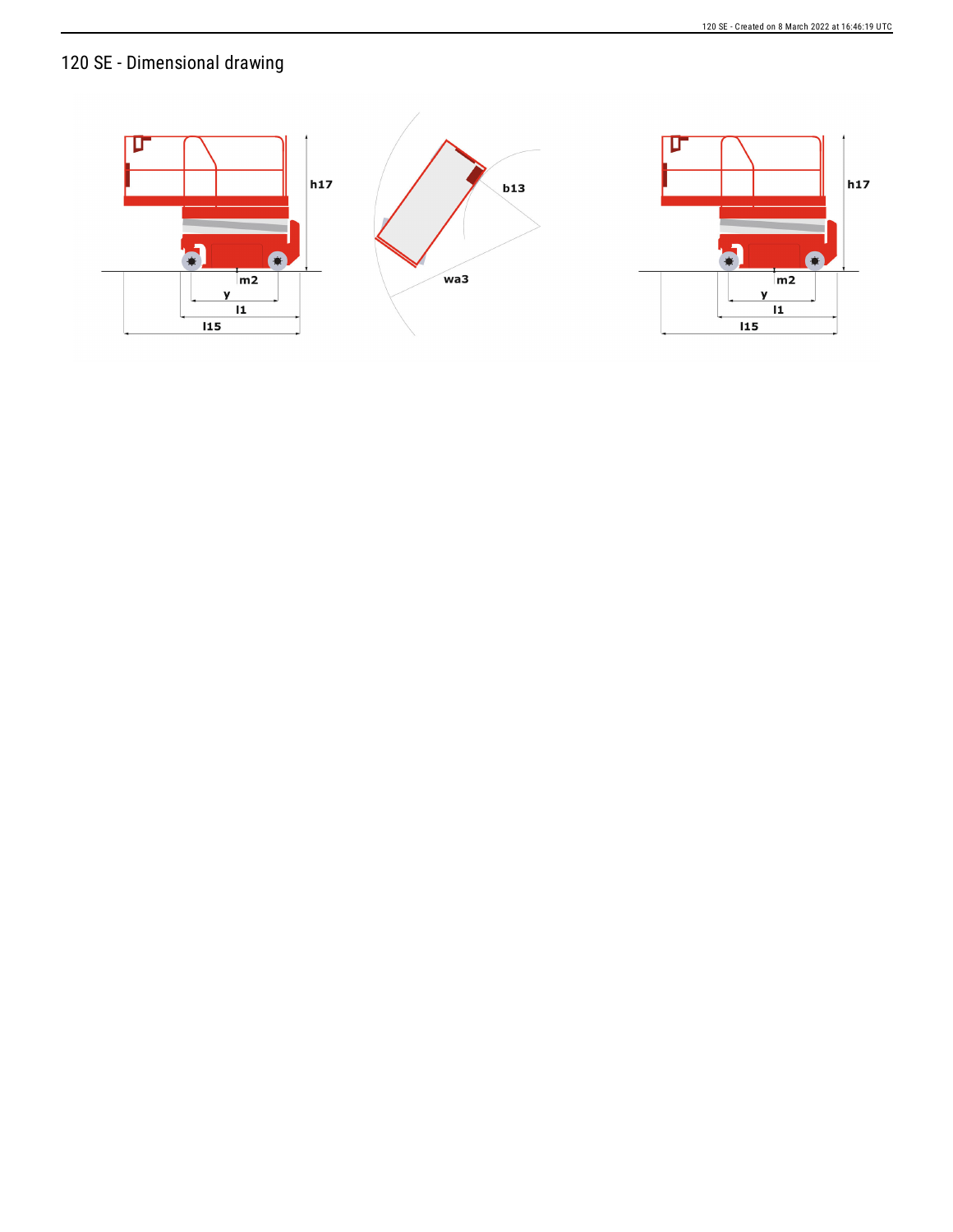# 120 SE - Dimensional drawing

h17

m2

y

l1

l15

b13

wa3

h17

m2

y

l1

l15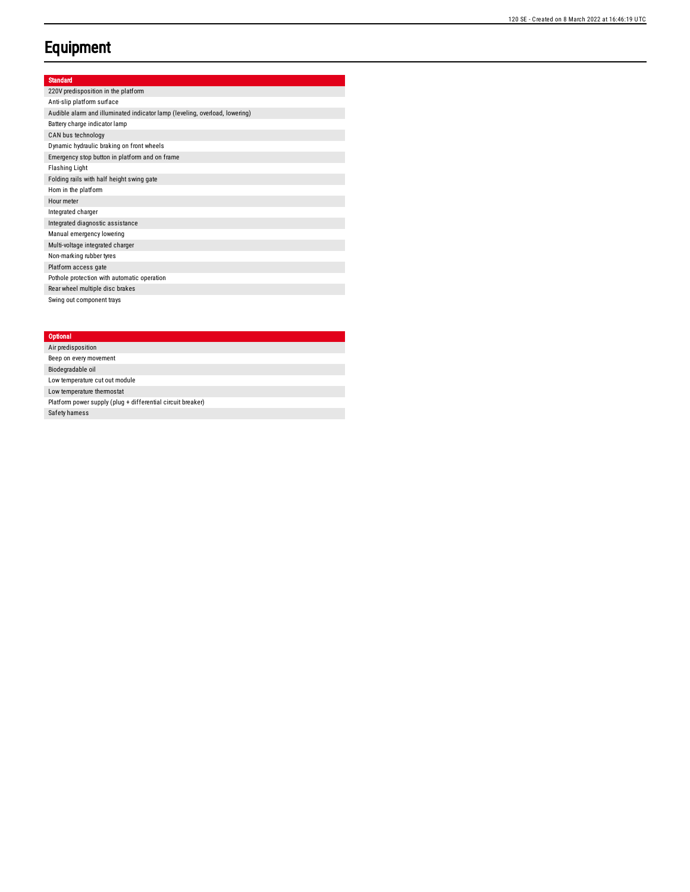# Equipment

| Standard |
|---|
| 220V predisposition in the platform |
| Anti-slip platform surface |
| Audible alarm and illuminated indicator lamp (leveling, overload, lowering) |
| Battery charge indicator lamp |
| CAN bus technology |
| Dynamic hydraulic braking on front wheels |
| Emergency stop button in platform and on frame |
| Flashing Light |
| Folding rails with half height swing gate |
| Horn in the platform |
| Hour meter |
| Integrated charger |
| Integrated diagnostic assistance |
| Manual emergency lowering |
| Multi-voltage integrated charger |
| Non-marking rubber tyres |
| Platform access gate |
| Pothole protection with automatic operation |
| Rear wheel multiple disc brakes |
| Swing out component trays |

| Optional |
|---|
| Air predisposition |
| Beep on every movement |
| Biodegradable oil |
| Low temperature cut out module |
| Low temperature thermostat |
| Platform power supply (plug + differential circuit breaker) |
| Safety harness |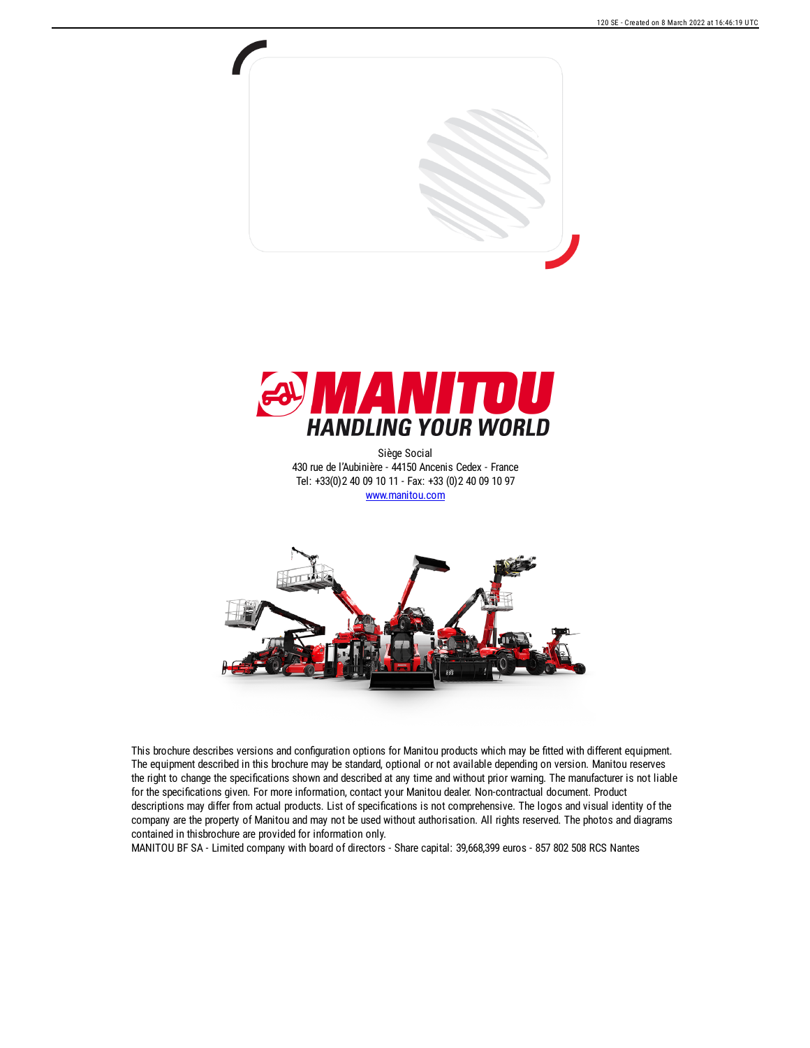Siège Social
430 rue de l'Aubinière - 44150 Ancenis Cedex - France
Tel: +33(0)2 40 09 10 11 - Fax: +33 (0)2 40 09 10 97
www.manitou.com

This brochure describes versions and configuration options for Manitou products which may be fitted with different equipment. The equipment described in this brochure may be standard, optional or not available depending on version. Manitou reserves the right to change the specifications shown and described at any time and without prior warning. The manufacturer is not liable for the specifications given. For more information, contact your Manitou dealer. Non-contractual document. Product descriptions may differ from actual products. List of specifications is not comprehensive. The logos and visual identity of the company are the property of Manitou and may not be used without authorisation. All rights reserved. The photos and diagrams contained in thisbrochure are provided for information only.
MANITOU BF SA - Limited company with board of directors - Share capital: 39,668,399 euros - 857 802 508 RCS Nantes